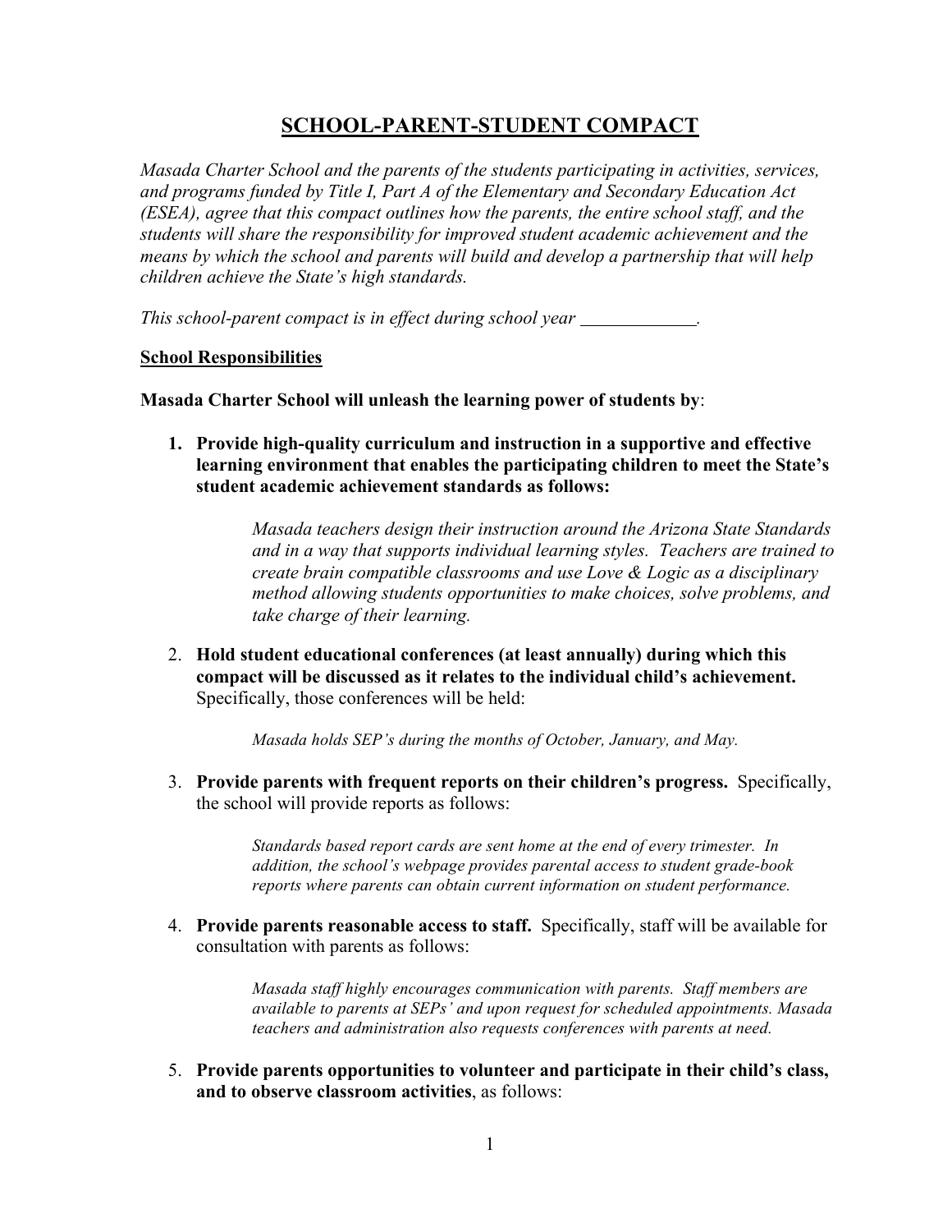# SCHOOL-PARENT-STUDENT COMPACT

*Masada Charter School and the parents of the students participating in activities, services, and programs funded by Title I, Part A of the Elementary and Secondary Education Act (ESEA), agree that this compact outlines how the parents, the entire school staff, and the students will share the responsibility for improved student academic achievement and the means by which the school and parents will build and develop a partnership that will help children achieve the State's high standards.*

*This school-parent compact is in effect during school year \_\_\_\_\_\_\_\_\_\_\_\_.*

**School Responsibilities**

**Masada Charter School will unleash the learning power of students by**:

1. **Provide high-quality curriculum and instruction in a supportive and effective learning environment that enables the participating children to meet the State's student academic achievement standards as follows:**

   *Masada teachers design their instruction around the Arizona State Standards and in a way that supports individual learning styles. Teachers are trained to create brain compatible classrooms and use Love & Logic as a disciplinary method allowing students opportunities to make choices, solve problems, and take charge of their learning.*

2. **Hold student educational conferences (at least annually) during which this compact will be discussed as it relates to the individual child's achievement.** Specifically, those conferences will be held:

   *Masada holds SEP's during the months of October, January, and May.*

3. **Provide parents with frequent reports on their children's progress.** Specifically, the school will provide reports as follows:

   *Standards based report cards are sent home at the end of every trimester. In addition, the school's webpage provides parental access to student grade-book reports where parents can obtain current information on student performance.*

4. **Provide parents reasonable access to staff.** Specifically, staff will be available for consultation with parents as follows:

   *Masada staff highly encourages communication with parents. Staff members are available to parents at SEPs' and upon request for scheduled appointments. Masada teachers and administration also requests conferences with parents at need.*

5. **Provide parents opportunities to volunteer and participate in their child's class, and to observe classroom activities**, as follows: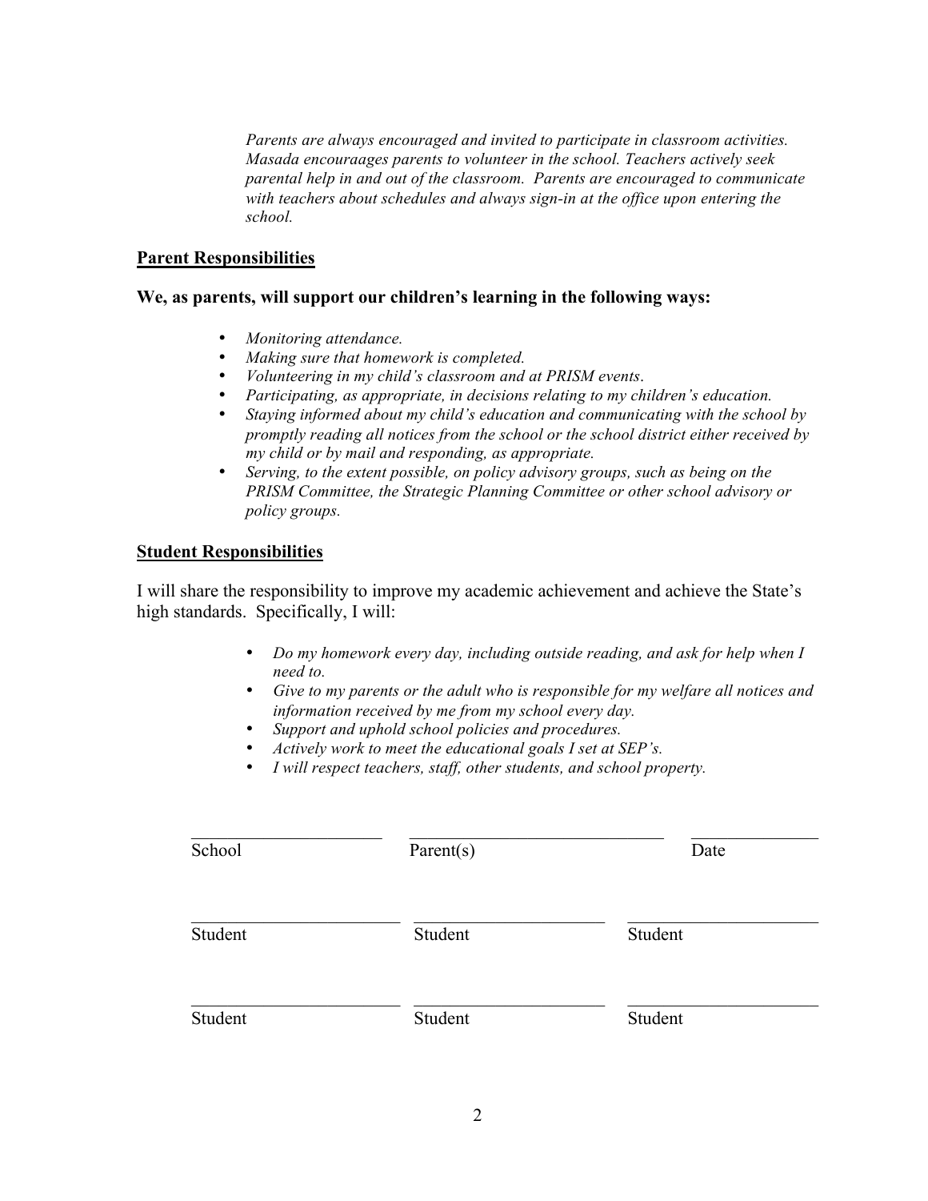*Parents are always encouraged and invited to participate in classroom activities. Masada encouraages parents to volunteer in the school. Teachers actively seek parental help in and out of the classroom. Parents are encouraged to communicate with teachers about schedules and always sign-in at the office upon entering the school.*

**Parent Responsibilities**

**We, as parents, will support our children's learning in the following ways:**

- *Monitoring attendance.*
- *Making sure that homework is completed.*
- *Volunteering in my child's classroom and at PRISM events.*
- *Participating, as appropriate, in decisions relating to my children's education.*
- *Staying informed about my child's education and communicating with the school by promptly reading all notices from the school or the school district either received by my child or by mail and responding, as appropriate.*
- *Serving, to the extent possible, on policy advisory groups, such as being on the PRISM Committee, the Strategic Planning Committee or other school advisory or policy groups.*

**Student Responsibilities**

I will share the responsibility to improve my academic achievement and achieve the State's high standards. Specifically, I will:

- *Do my homework every day, including outside reading, and ask for help when I need to.*
- *Give to my parents or the adult who is responsible for my welfare all notices and information received by me from my school every day.*
- *Support and uphold school policies and procedures.*
- *Actively work to meet the educational goals I set at SEP's.*
- *I will respect teachers, staff, other students, and school property.*

| | | |
|---|---|---|
| \_\_\_\_\_\_\_\_\_\_\_\_\_\_\_\_\_\_\_\_\_\_ School | \_\_\_\_\_\_\_\_\_\_\_\_\_\_\_\_\_\_\_\_\_\_\_\_\_\_\_\_\_\_ Parent(s) | \_\_\_\_\_\_\_\_\_\_\_\_\_\_\_ Date |
| \_\_\_\_\_\_\_\_\_\_\_\_\_\_\_\_\_\_\_\_\_\_\_\_ Student | \_\_\_\_\_\_\_\_\_\_\_\_\_\_\_\_\_\_\_\_\_\_ Student | \_\_\_\_\_\_\_\_\_\_\_\_\_\_\_\_\_\_\_\_\_\_ Student |
| \_\_\_\_\_\_\_\_\_\_\_\_\_\_\_\_\_\_\_\_\_\_\_\_ Student | \_\_\_\_\_\_\_\_\_\_\_\_\_\_\_\_\_\_\_\_\_\_ Student | \_\_\_\_\_\_\_\_\_\_\_\_\_\_\_\_\_\_\_\_\_\_ Student |